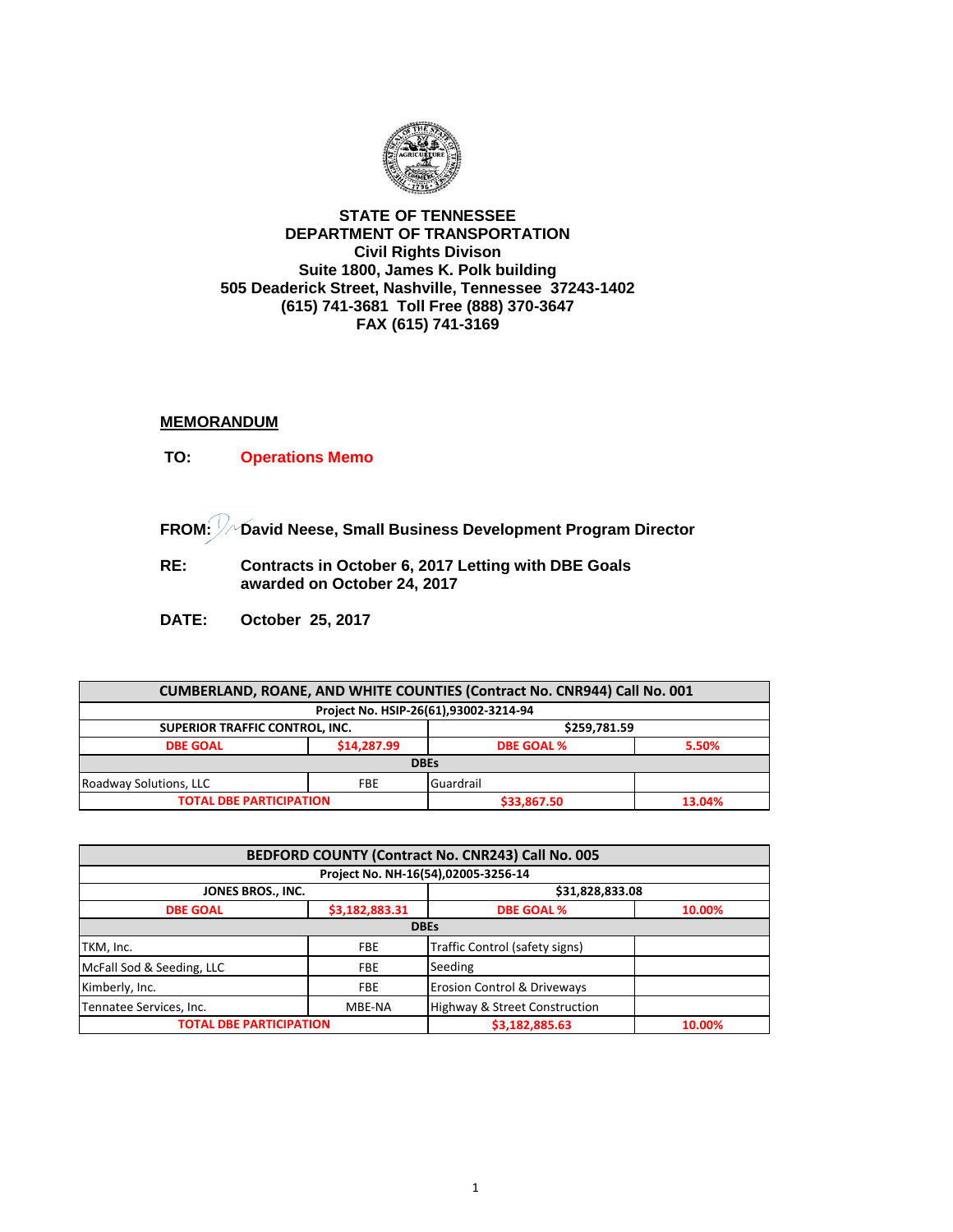**STATE OF TENNESSEE**
**DEPARTMENT OF TRANSPORTATION**
**Civil Rights Divison**
**Suite 1800, James K. Polk building**
**505 Deaderick Street, Nashville, Tennessee 37243-1402**
**(615) 741-3681 Toll Free (888) 370-3647**
**FAX (615) 741-3169**

## MEMORANDUM

**TO:** **Operations Memo**

**FROM:** **David Neese, Small Business Development Program Director**

**RE:** **Contracts in October 6, 2017 Letting with DBE Goals awarded on October 24, 2017**

**DATE:** **October 25, 2017**

| CUMBERLAND, ROANE, AND WHITE COUNTIES (Contract No. CNR944) Call No. 001 | | | |
|---|---|---|---|
| Project No. HSIP-26(61),93002-3214-94 | | | |
| SUPERIOR TRAFFIC CONTROL, INC. | | $259,781.59 | |
| DBE GOAL | $14,287.99 | DBE GOAL % | 5.50% |
| DBEs | | | |
| Roadway Solutions, LLC | FBE | Guardrail | |
| TOTAL DBE PARTICIPATION | | $33,867.50 | 13.04% |

| BEDFORD COUNTY (Contract No. CNR243) Call No. 005 | | | |
|---|---|---|---|
| Project No. NH-16(54),02005-3256-14 | | | |
| JONES BROS., INC. | | $31,828,833.08 | |
| DBE GOAL | $3,182,883.31 | DBE GOAL % | 10.00% |
| DBEs | | | |
| TKM, Inc. | FBE | Traffic Control (safety signs) | |
| McFall Sod & Seeding, LLC | FBE | Seeding | |
| Kimberly, Inc. | FBE | Erosion Control & Driveways | |
| Tennatee Services, Inc. | MBE-NA | Highway & Street Construction | |
| TOTAL DBE PARTICIPATION | | $3,182,885.63 | 10.00% |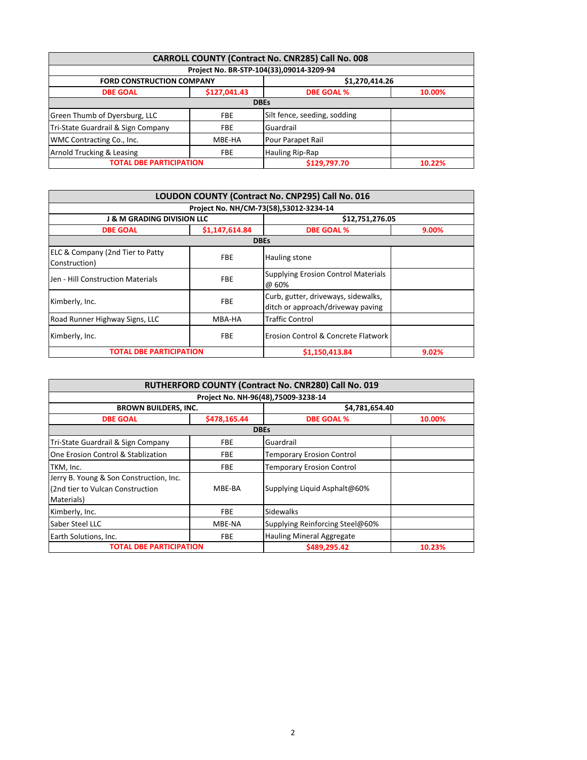| CARROLL COUNTY (Contract No. CNR285) Call No. 008 | | | |
|---|---|---|---|
| Project No. BR-STP-104(33),09014-3209-94 | | | |
| FORD CONSTRUCTION COMPANY | | $1,270,414.26 | |
| DBE GOAL | $127,041.43 | DBE GOAL % | 10.00% |
| DBEs | | | |
| Green Thumb of Dyersburg, LLC | FBE | Silt fence, seeding, sodding | |
| Tri-State Guardrail & Sign Company | FBE | Guardrail | |
| WMC Contracting Co., Inc. | MBE-HA | Pour Parapet Rail | |
| Arnold Trucking & Leasing | FBE | Hauling Rip-Rap | |
| TOTAL DBE PARTICIPATION | | $129,797.70 | 10.22% |

| LOUDON COUNTY (Contract No. CNP295) Call No. 016 | | | |
|---|---|---|---|
| Project No. NH/CM-73(58),53012-3234-14 | | | |
| J & M GRADING DIVISION LLC | | $12,751,276.05 | |
| DBE GOAL | $1,147,614.84 | DBE GOAL % | 9.00% |
| DBEs | | | |
| ELC & Company (2nd Tier to Patty Construction) | FBE | Hauling stone | |
| Jen - Hill Construction Materials | FBE | Supplying Erosion Control Materials @ 60% | |
| Kimberly, Inc. | FBE | Curb, gutter, driveways, sidewalks, ditch or approach/driveway paving | |
| Road Runner Highway Signs, LLC | MBA-HA | Traffic Control | |
| Kimberly, Inc. | FBE | Erosion Control & Concrete Flatwork | |
| TOTAL DBE PARTICIPATION | | $1,150,413.84 | 9.02% |

| RUTHERFORD COUNTY (Contract No. CNR280) Call No. 019 | | | |
|---|---|---|---|
| Project No. NH-96(48),75009-3238-14 | | | |
| BROWN BUILDERS, INC. | | $4,781,654.40 | |
| DBE GOAL | $478,165.44 | DBE GOAL % | 10.00% |
| DBEs | | | |
| Tri-State Guardrail & Sign Company | FBE | Guardrail | |
| One Erosion Control & Stablization | FBE | Temporary Erosion Control | |
| TKM, Inc. | FBE | Temporary Erosion Control | |
| Jerry B. Young & Son Construction, Inc. (2nd tier to Vulcan Construction Materials) | MBE-BA | Supplying Liquid Asphalt@60% | |
| Kimberly, Inc. | FBE | Sidewalks | |
| Saber Steel LLC | MBE-NA | Supplying Reinforcing Steel@60% | |
| Earth Solutions, Inc. | FBE | Hauling Mineral Aggregate | |
| TOTAL DBE PARTICIPATION | | $489,295.42 | 10.23% |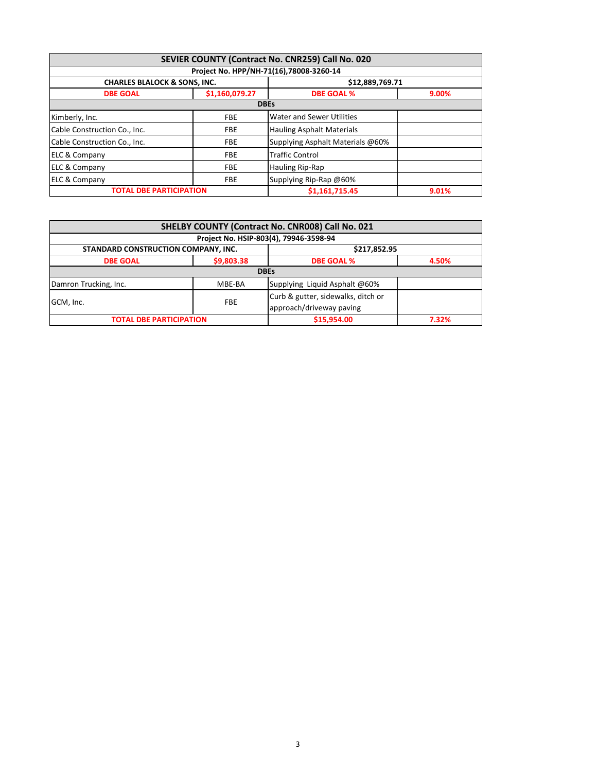| SEVIER COUNTY (Contract No. CNR259) Call No. 020 | | | |
|---|---|---|---|
| Project No. HPP/NH-71(16),78008-3260-14 | | | |
| CHARLES BLALOCK & SONS, INC. | | $12,889,769.71 | |
| DBE GOAL | $1,160,079.27 | DBE GOAL % | 9.00% |
| DBEs | | | |
| Kimberly, Inc. | FBE | Water and Sewer Utilities | |
| Cable Construction Co., Inc. | FBE | Hauling Asphalt Materials | |
| Cable Construction Co., Inc. | FBE | Supplying Asphalt Materials @60% | |
| ELC & Company | FBE | Traffic Control | |
| ELC & Company | FBE | Hauling Rip-Rap | |
| ELC & Company | FBE | Supplying Rip-Rap @60% | |
| TOTAL DBE PARTICIPATION | | $1,161,715.45 | 9.01% |

| SHELBY COUNTY (Contract No. CNR008) Call No. 021 | | | |
|---|---|---|---|
| Project No. HSIP-803(4), 79946-3598-94 | | | |
| STANDARD CONSTRUCTION COMPANY, INC. | | $217,852.95 | |
| DBE GOAL | $9,803.38 | DBE GOAL % | 4.50% |
| DBEs | | | |
| Damron Trucking, Inc. | MBE-BA | Supplying Liquid Asphalt @60% | |
| GCM, Inc. | FBE | Curb & gutter, sidewalks, ditch or approach/driveway paving | |
| TOTAL DBE PARTICIPATION | | $15,954.00 | 7.32% |